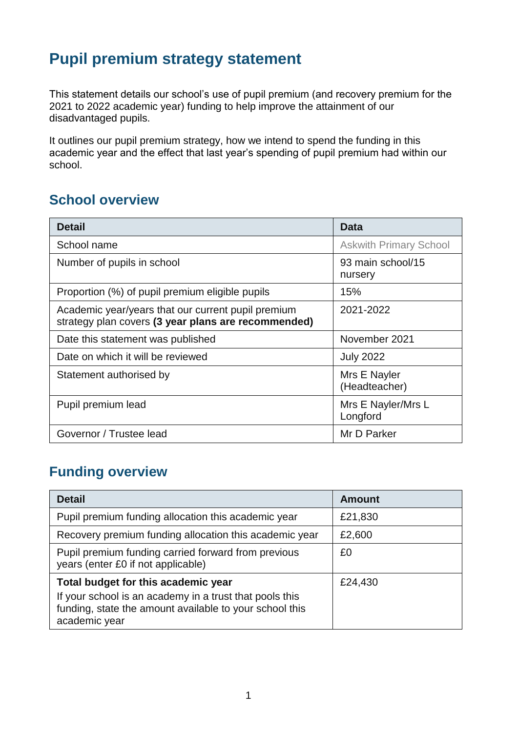# Pupil premium strategy statement

This statement details our school's use of pupil premium (and recovery premium for the 2021 to 2022 academic year) funding to help improve the attainment of our disadvantaged pupils.

It outlines our pupil premium strategy, how we intend to spend the funding in this academic year and the effect that last year's spending of pupil premium had within our school.

## School overview

| Detail | Data |
|---|---|
| School name | Askwith Primary School |
| Number of pupils in school | 93 main school/15 nursery |
| Proportion (%) of pupil premium eligible pupils | 15% |
| Academic year/years that our current pupil premium strategy plan covers **(3 year plans are recommended)** | 2021-2022 |
| Date this statement was published | November 2021 |
| Date on which it will be reviewed | July 2022 |
| Statement authorised by | Mrs E Nayler (Headteacher) |
| Pupil premium lead | Mrs E Nayler/Mrs L Longford |
| Governor / Trustee lead | Mr D Parker |

## Funding overview

| Detail | Amount |
|---|---|
| Pupil premium funding allocation this academic year | £21,830 |
| Recovery premium funding allocation this academic year | £2,600 |
| Pupil premium funding carried forward from previous years (enter £0 if not applicable) | £0 |
| **Total budget for this academic year** If your school is an academy in a trust that pools this funding, state the amount available to your school this academic year | £24,430 |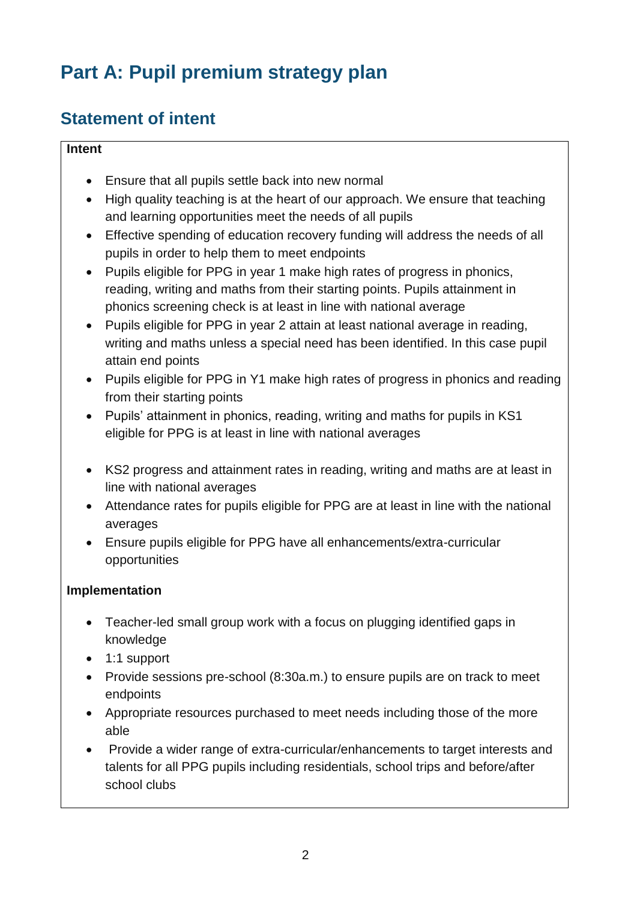# Part A: Pupil premium strategy plan

## Statement of intent

**Intent**

- Ensure that all pupils settle back into new normal
- High quality teaching is at the heart of our approach. We ensure that teaching and learning opportunities meet the needs of all pupils
- Effective spending of education recovery funding will address the needs of all pupils in order to help them to meet endpoints
- Pupils eligible for PPG in year 1 make high rates of progress in phonics, reading, writing and maths from their starting points. Pupils attainment in phonics screening check is at least in line with national average
- Pupils eligible for PPG in year 2 attain at least national average in reading, writing and maths unless a special need has been identified. In this case pupil attain end points
- Pupils eligible for PPG in Y1 make high rates of progress in phonics and reading from their starting points
- Pupils' attainment in phonics, reading, writing and maths for pupils in KS1 eligible for PPG is at least in line with national averages
- KS2 progress and attainment rates in reading, writing and maths are at least in line with national averages
- Attendance rates for pupils eligible for PPG are at least in line with the national averages
- Ensure pupils eligible for PPG have all enhancements/extra-curricular opportunities

**Implementation**

- Teacher-led small group work with a focus on plugging identified gaps in knowledge
- 1:1 support
- Provide sessions pre-school (8:30a.m.) to ensure pupils are on track to meet endpoints
- Appropriate resources purchased to meet needs including those of the more able
- Provide a wider range of extra-curricular/enhancements to target interests and talents for all PPG pupils including residentials, school trips and before/after school clubs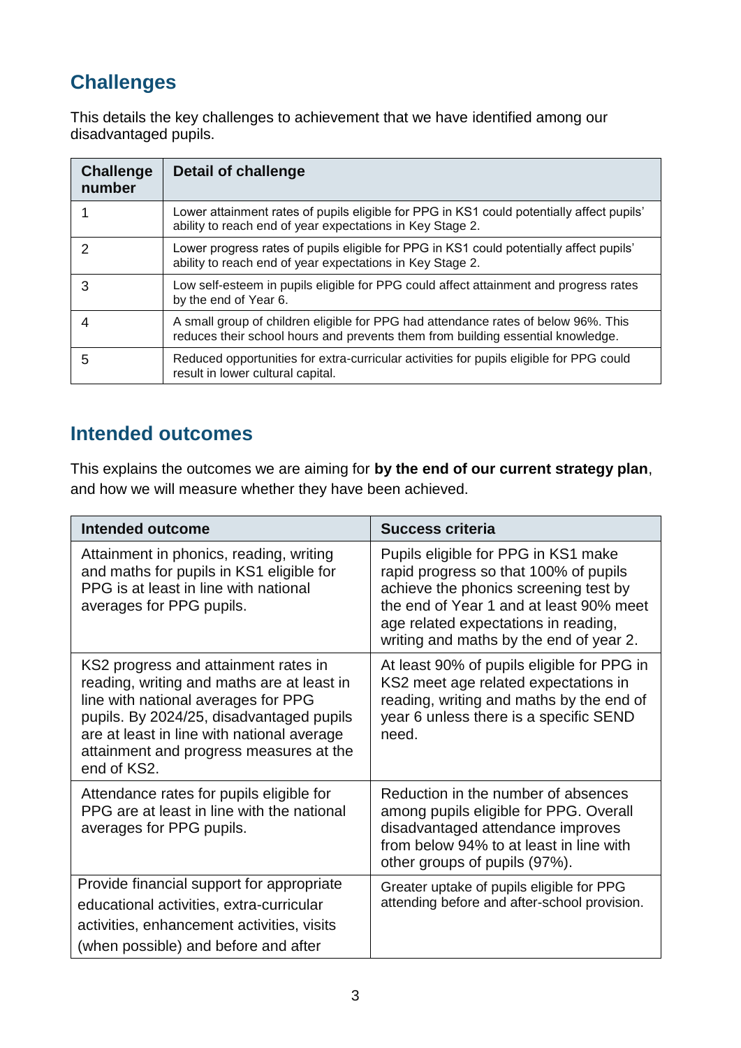## Challenges

This details the key challenges to achievement that we have identified among our disadvantaged pupils.

| Challenge number | Detail of challenge |
|---|---|
| 1 | Lower attainment rates of pupils eligible for PPG in KS1 could potentially affect pupils' ability to reach end of year expectations in Key Stage 2. |
| 2 | Lower progress rates of pupils eligible for PPG in KS1 could potentially affect pupils' ability to reach end of year expectations in Key Stage 2. |
| 3 | Low self-esteem in pupils eligible for PPG could affect attainment and progress rates by the end of Year 6. |
| 4 | A small group of children eligible for PPG had attendance rates of below 96%. This reduces their school hours and prevents them from building essential knowledge. |
| 5 | Reduced opportunities for extra-curricular activities for pupils eligible for PPG could result in lower cultural capital. |

## Intended outcomes

This explains the outcomes we are aiming for **by the end of our current strategy plan**, and how we will measure whether they have been achieved.

| Intended outcome | Success criteria |
|---|---|
| Attainment in phonics, reading, writing and maths for pupils in KS1 eligible for PPG is at least in line with national averages for PPG pupils. | Pupils eligible for PPG in KS1 make rapid progress so that 100% of pupils achieve the phonics screening test by the end of Year 1 and at least 90% meet age related expectations in reading, writing and maths by the end of year 2. |
| KS2 progress and attainment rates in reading, writing and maths are at least in line with national averages for PPG pupils. By 2024/25, disadvantaged pupils are at least in line with national average attainment and progress measures at the end of KS2. | At least 90% of pupils eligible for PPG in KS2 meet age related expectations in reading, writing and maths by the end of year 6 unless there is a specific SEND need. |
| Attendance rates for pupils eligible for PPG are at least in line with the national averages for PPG pupils. | Reduction in the number of absences among pupils eligible for PPG. Overall disadvantaged attendance improves from below 94% to at least in line with other groups of pupils (97%). |
| Provide financial support for appropriate educational activities, extra-curricular activities, enhancement activities, visits (when possible) and before and after | Greater uptake of pupils eligible for PPG attending before and after-school provision. |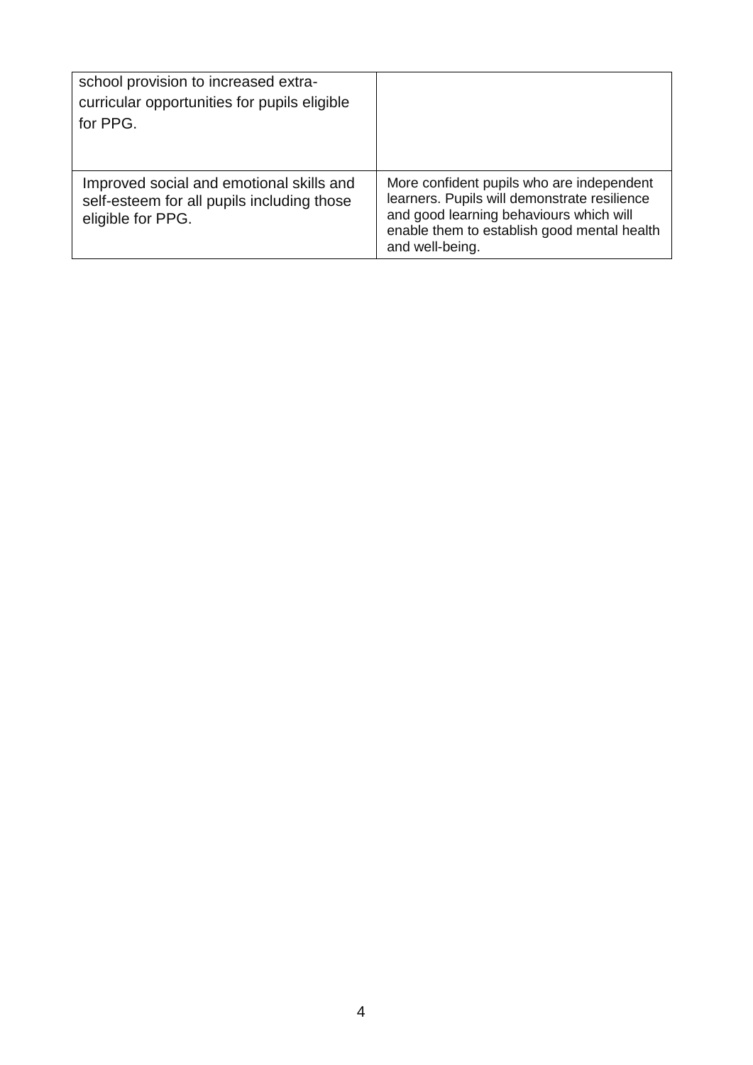| | |
|---|---|
| school provision to increased extra-curricular opportunities for pupils eligible for PPG. | |
| Improved social and emotional skills and self-esteem for all pupils including those eligible for PPG. | More confident pupils who are independent learners. Pupils will demonstrate resilience and good learning behaviours which will enable them to establish good mental health and well-being. |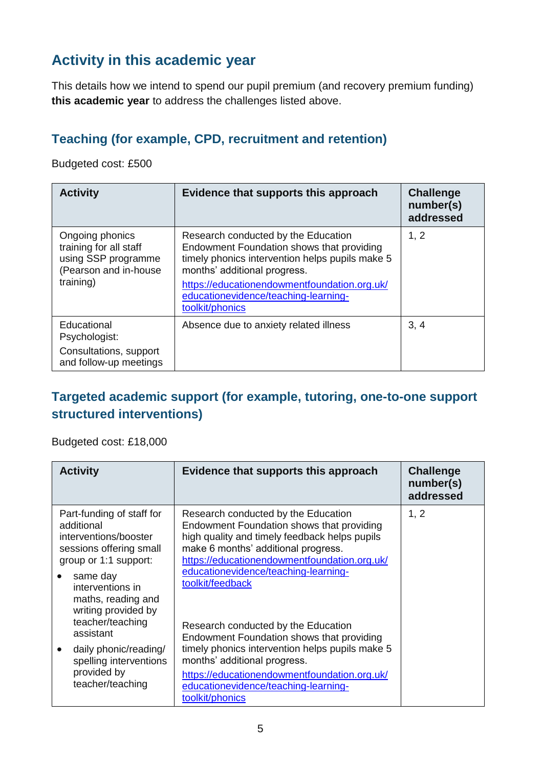## Activity in this academic year

This details how we intend to spend our pupil premium (and recovery premium funding) **this academic year** to address the challenges listed above.

### Teaching (for example, CPD, recruitment and retention)

Budgeted cost: £500

| Activity | Evidence that supports this approach | Challenge number(s) addressed |
|---|---|---|
| Ongoing phonics training for all staff using SSP programme (Pearson and in-house training) | Research conducted by the Education Endowment Foundation shows that providing timely phonics intervention helps pupils make 5 months' additional progress. https://educationendowmentfoundation.org.uk/educationevidence/teaching-learning-toolkit/phonics | 1, 2 |
| Educational Psychologist: Consultations, support and follow-up meetings | Absence due to anxiety related illness | 3, 4 |

### Targeted academic support (for example, tutoring, one-to-one support structured interventions)

Budgeted cost: £18,000

| Activity | Evidence that supports this approach | Challenge number(s) addressed |
|---|---|---|
| Part-funding of staff for additional interventions/booster sessions offering small group or 1:1 support: <br>• same day interventions in maths, reading and writing provided by teacher/teaching assistant <br>• daily phonic/reading/ spelling interventions provided by teacher/teaching | Research conducted by the Education Endowment Foundation shows that providing high quality and timely feedback helps pupils make 6 months' additional progress. https://educationendowmentfoundation.org.uk/educationevidence/teaching-learning-toolkit/feedback <br><br>Research conducted by the Education Endowment Foundation shows that providing timely phonics intervention helps pupils make 5 months' additional progress. https://educationendowmentfoundation.org.uk/educationevidence/teaching-learning-toolkit/phonics | 1, 2 |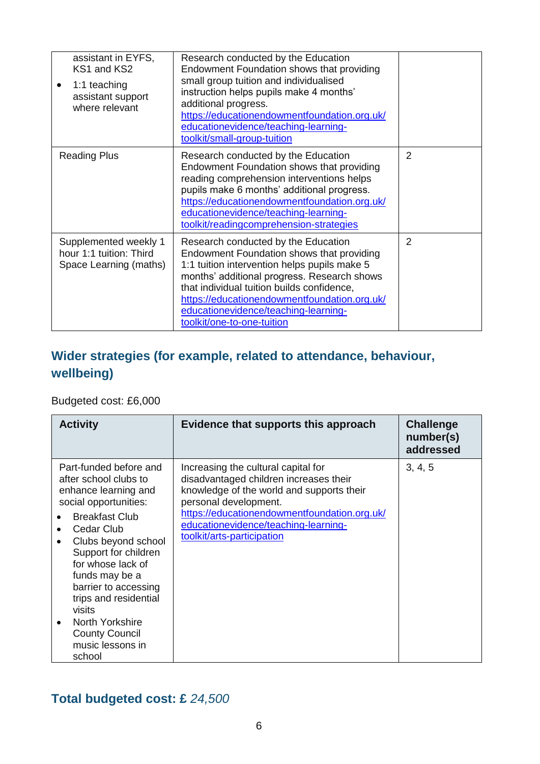| | | |
|---|---|---|
| assistant in EYFS, KS1 and KS2<br>• 1:1 teaching assistant support where relevant | Research conducted by the Education Endowment Foundation shows that providing small group tuition and individualised instruction helps pupils make 4 months' additional progress. https://educationendowmentfoundation.org.uk/educationevidence/teaching-learning-toolkit/small-group-tuition | |
| Reading Plus | Research conducted by the Education Endowment Foundation shows that providing reading comprehension interventions helps pupils make 6 months' additional progress. https://educationendowmentfoundation.org.uk/educationevidence/teaching-learning-toolkit/readingcomprehension-strategies | 2 |
| Supplemented weekly 1 hour 1:1 tuition: Third Space Learning (maths) | Research conducted by the Education Endowment Foundation shows that providing 1:1 tuition intervention helps pupils make 5 months' additional progress. Research shows that individual tuition builds confidence, https://educationendowmentfoundation.org.uk/educationevidence/teaching-learning-toolkit/one-to-one-tuition | 2 |

## Wider strategies (for example, related to attendance, behaviour, wellbeing)

Budgeted cost: £6,000

| Activity | Evidence that supports this approach | Challenge number(s) addressed |
|---|---|---|
| Part-funded before and after school clubs to enhance learning and social opportunities:<br>• Breakfast Club<br>• Cedar Club<br>• Clubs beyond school Support for children for whose lack of funds may be a barrier to accessing trips and residential visits<br>• North Yorkshire County Council music lessons in school | Increasing the cultural capital for disadvantaged children increases their knowledge of the world and supports their personal development. https://educationendowmentfoundation.org.uk/educationevidence/teaching-learning-toolkit/arts-participation | 3, 4, 5 |

## Total budgeted cost: £ *24,500*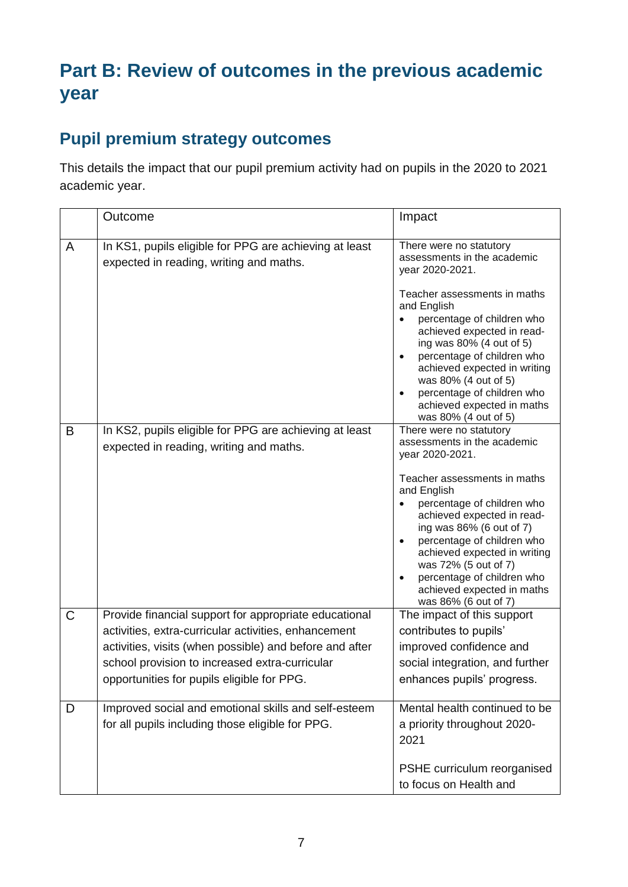# Part B: Review of outcomes in the previous academic year

## Pupil premium strategy outcomes

This details the impact that our pupil premium activity had on pupils in the 2020 to 2021 academic year.

| | Outcome | Impact |
|---|---|---|
| A | In KS1, pupils eligible for PPG are achieving at least expected in reading, writing and maths. | There were no statutory assessments in the academic year 2020-2021.<br><br>Teacher assessments in maths and English<br>• percentage of children who achieved expected in reading was 80% (4 out of 5)<br>• percentage of children who achieved expected in writing was 80% (4 out of 5)<br>• percentage of children who achieved expected in maths was 80% (4 out of 5) |
| B | In KS2, pupils eligible for PPG are achieving at least expected in reading, writing and maths. | There were no statutory assessments in the academic year 2020-2021.<br><br>Teacher assessments in maths and English<br>• percentage of children who achieved expected in reading was 86% (6 out of 7)<br>• percentage of children who achieved expected in writing was 72% (5 out of 7)<br>• percentage of children who achieved expected in maths was 86% (6 out of 7) |
| C | Provide financial support for appropriate educational activities, extra-curricular activities, enhancement activities, visits (when possible) and before and after school provision to increased extra-curricular opportunities for pupils eligible for PPG. | The impact of this support contributes to pupils' improved confidence and social integration, and further enhances pupils' progress. |
| D | Improved social and emotional skills and self-esteem for all pupils including those eligible for PPG. | Mental health continued to be a priority throughout 2020-2021<br><br>PSHE curriculum reorganised to focus on Health and |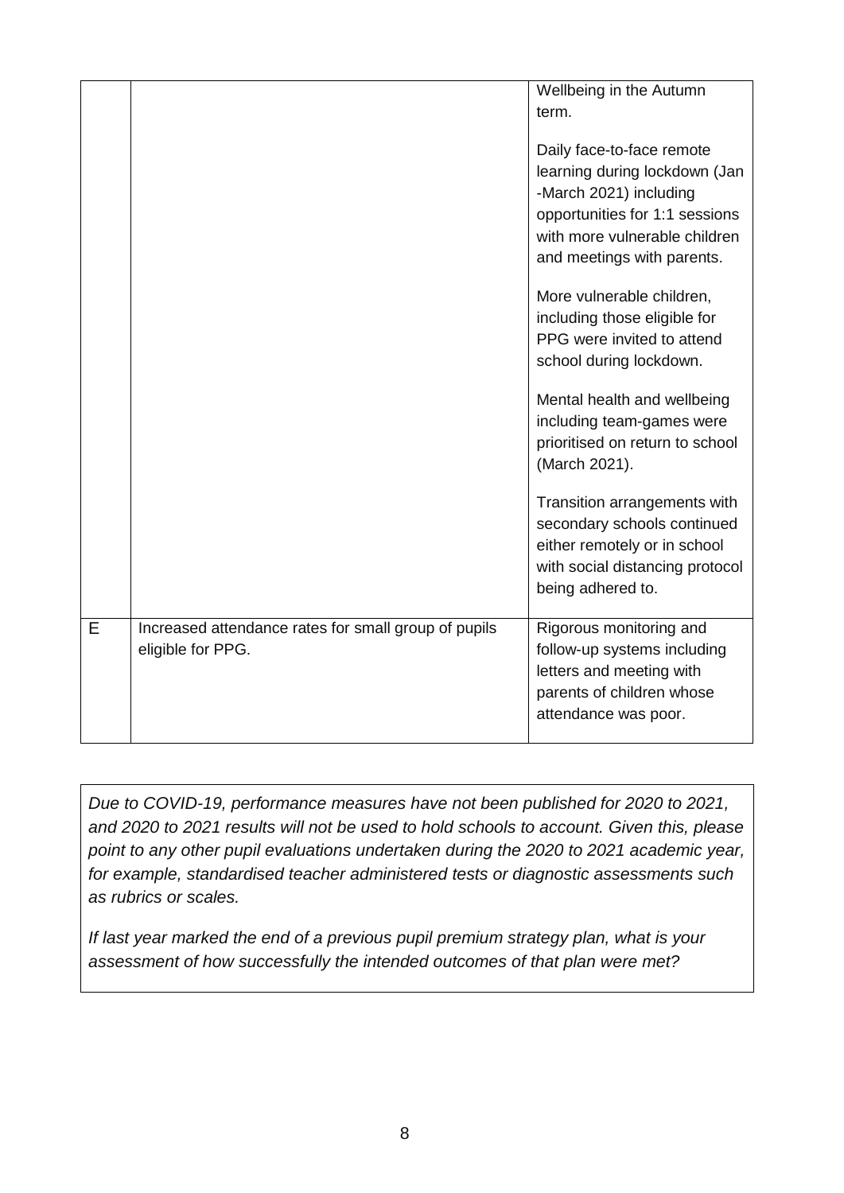| | | |
|---|---|---|
| | | Wellbeing in the Autumn term.<br><br>Daily face-to-face remote learning during lockdown (Jan -March 2021) including opportunities for 1:1 sessions with more vulnerable children and meetings with parents.<br><br>More vulnerable children, including those eligible for PPG were invited to attend school during lockdown.<br><br>Mental health and wellbeing including team-games were prioritised on return to school (March 2021).<br><br>Transition arrangements with secondary schools continued either remotely or in school with social distancing protocol being adhered to. |
| E | Increased attendance rates for small group of pupils eligible for PPG. | Rigorous monitoring and follow-up systems including letters and meeting with parents of children whose attendance was poor. |

*Due to COVID-19, performance measures have not been published for 2020 to 2021, and 2020 to 2021 results will not be used to hold schools to account. Given this, please point to any other pupil evaluations undertaken during the 2020 to 2021 academic year, for example, standardised teacher administered tests or diagnostic assessments such as rubrics or scales.*

*If last year marked the end of a previous pupil premium strategy plan, what is your assessment of how successfully the intended outcomes of that plan were met?*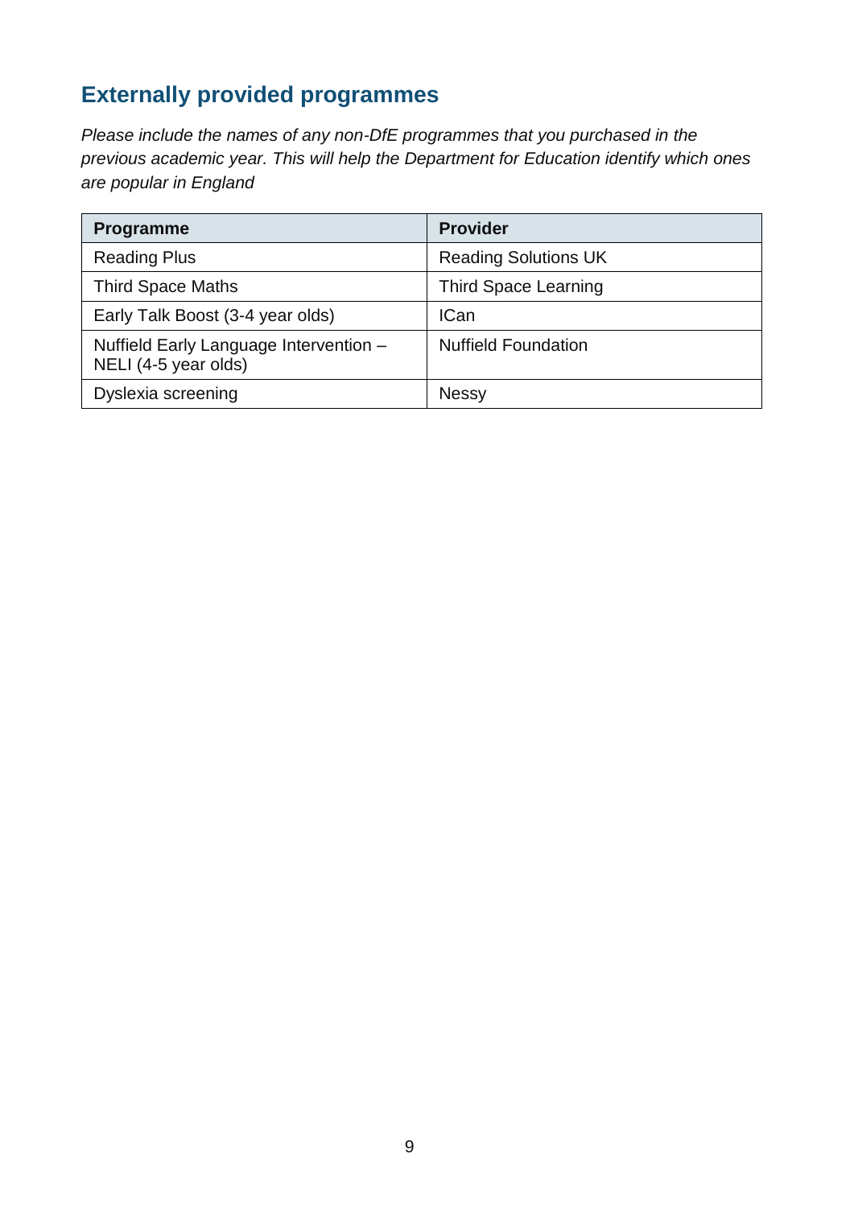## Externally provided programmes

*Please include the names of any non-DfE programmes that you purchased in the previous academic year. This will help the Department for Education identify which ones are popular in England*

| Programme | Provider |
| --- | --- |
| Reading Plus | Reading Solutions UK |
| Third Space Maths | Third Space Learning |
| Early Talk Boost (3-4 year olds) | ICan |
| Nuffield Early Language Intervention – NELI (4-5 year olds) | Nuffield Foundation |
| Dyslexia screening | Nessy |